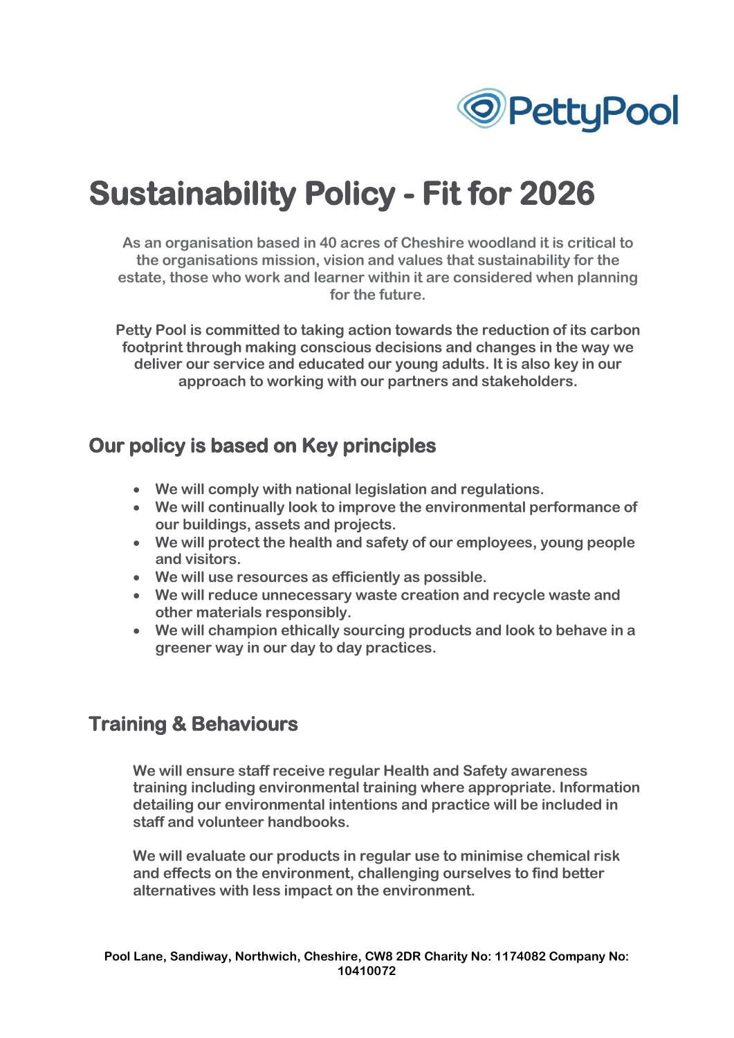# Sustainability Policy - Fit for 2026

**As an organisation based in 40 acres of Cheshire woodland it is critical to the organisations mission, vision and values that sustainability for the estate, those who work and learner within it are considered when planning for the future.**

**Petty Pool is committed to taking action towards the reduction of its carbon footprint through making conscious decisions and changes in the way we deliver our service and educated our young adults. It is also key in our approach to working with our partners and stakeholders.**

## Our policy is based on Key principles

- We will comply with national legislation and regulations.
- We will continually look to improve the environmental performance of our buildings, assets and projects.
- We will protect the health and safety of our employees, young people and visitors.
- We will use resources as efficiently as possible.
- We will reduce unnecessary waste creation and recycle waste and other materials responsibly.
- We will champion ethically sourcing products and look to behave in a greener way in our day to day practices.

## Training & Behaviours

We will ensure staff receive regular Health and Safety awareness training including environmental training where appropriate. Information detailing our environmental intentions and practice will be included in staff and volunteer handbooks.

We will evaluate our products in regular use to minimise chemical risk and effects on the environment, challenging ourselves to find better alternatives with less impact on the environment.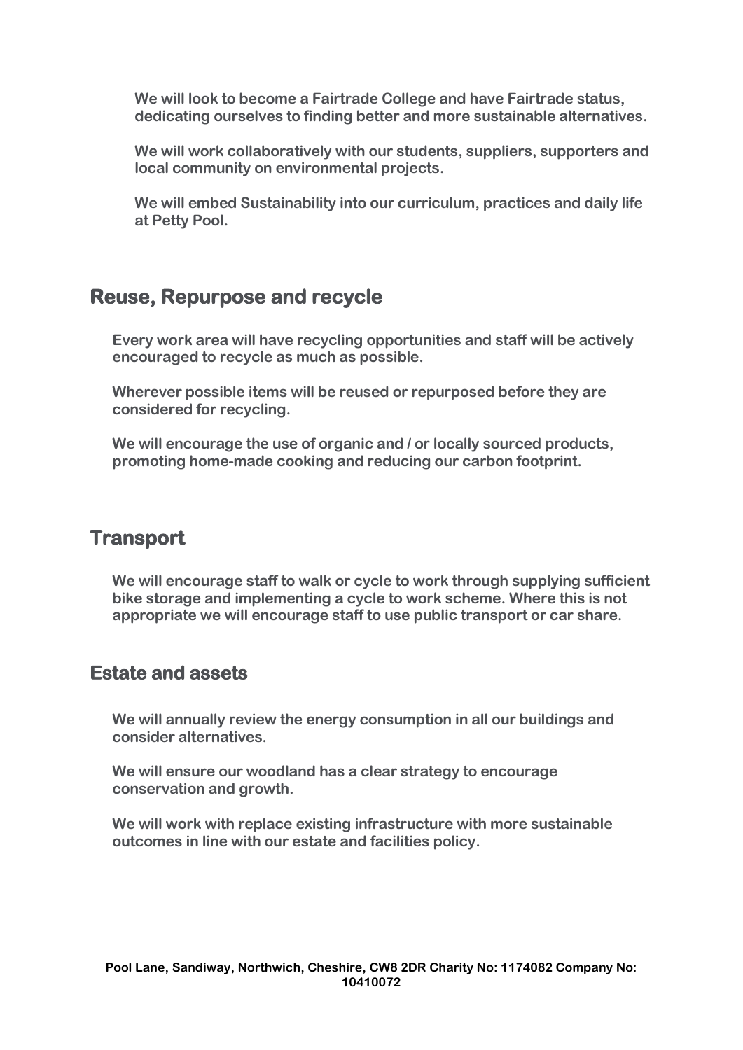We will look to become a Fairtrade College and have Fairtrade status, dedicating ourselves to finding better and more sustainable alternatives.

We will work collaboratively with our students, suppliers, supporters and local community on environmental projects.

We will embed Sustainability into our curriculum, practices and daily life at Petty Pool.

## Reuse, Repurpose and recycle

Every work area will have recycling opportunities and staff will be actively encouraged to recycle as much as possible.

Wherever possible items will be reused or repurposed before they are considered for recycling.

We will encourage the use of organic and / or locally sourced products, promoting home-made cooking and reducing our carbon footprint.

## Transport

We will encourage staff to walk or cycle to work through supplying sufficient bike storage and implementing a cycle to work scheme. Where this is not appropriate we will encourage staff to use public transport or car share.

## Estate and assets

We will annually review the energy consumption in all our buildings and consider alternatives.

We will ensure our woodland has a clear strategy to encourage conservation and growth.

We will work with replace existing infrastructure with more sustainable outcomes in line with our estate and facilities policy.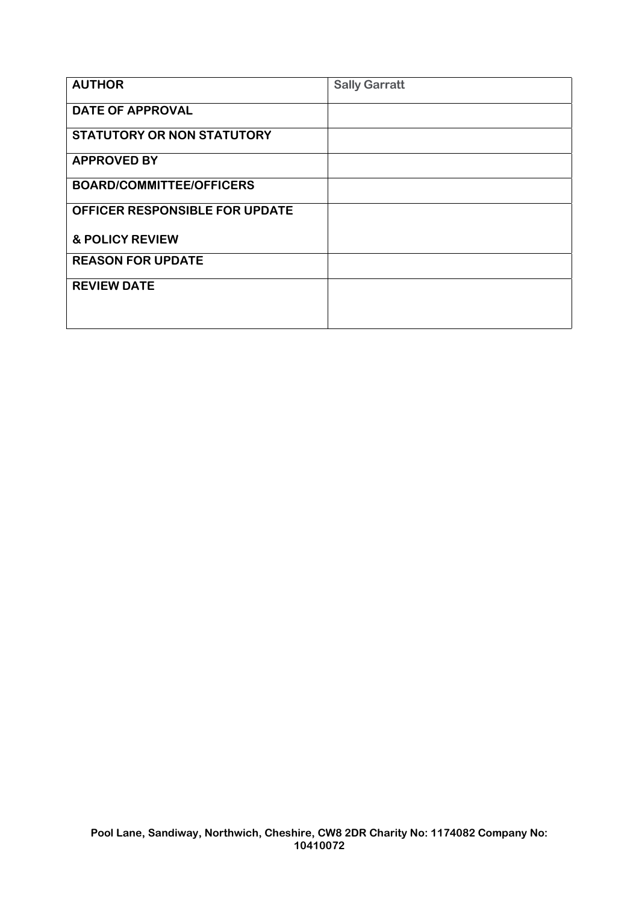| | |
|---|---|
| **AUTHOR** | **Sally Garratt** |
| **DATE OF APPROVAL** | |
| **STATUTORY OR NON STATUTORY** | |
| **APPROVED BY** | |
| **BOARD/COMMITTEE/OFFICERS** | |
| **OFFICER RESPONSIBLE FOR UPDATE & POLICY REVIEW** | |
| **REASON FOR UPDATE** | |
| **REVIEW DATE** | |

**Pool Lane, Sandiway, Northwich, Cheshire, CW8 2DR Charity No: 1174082 Company No: 10410072**